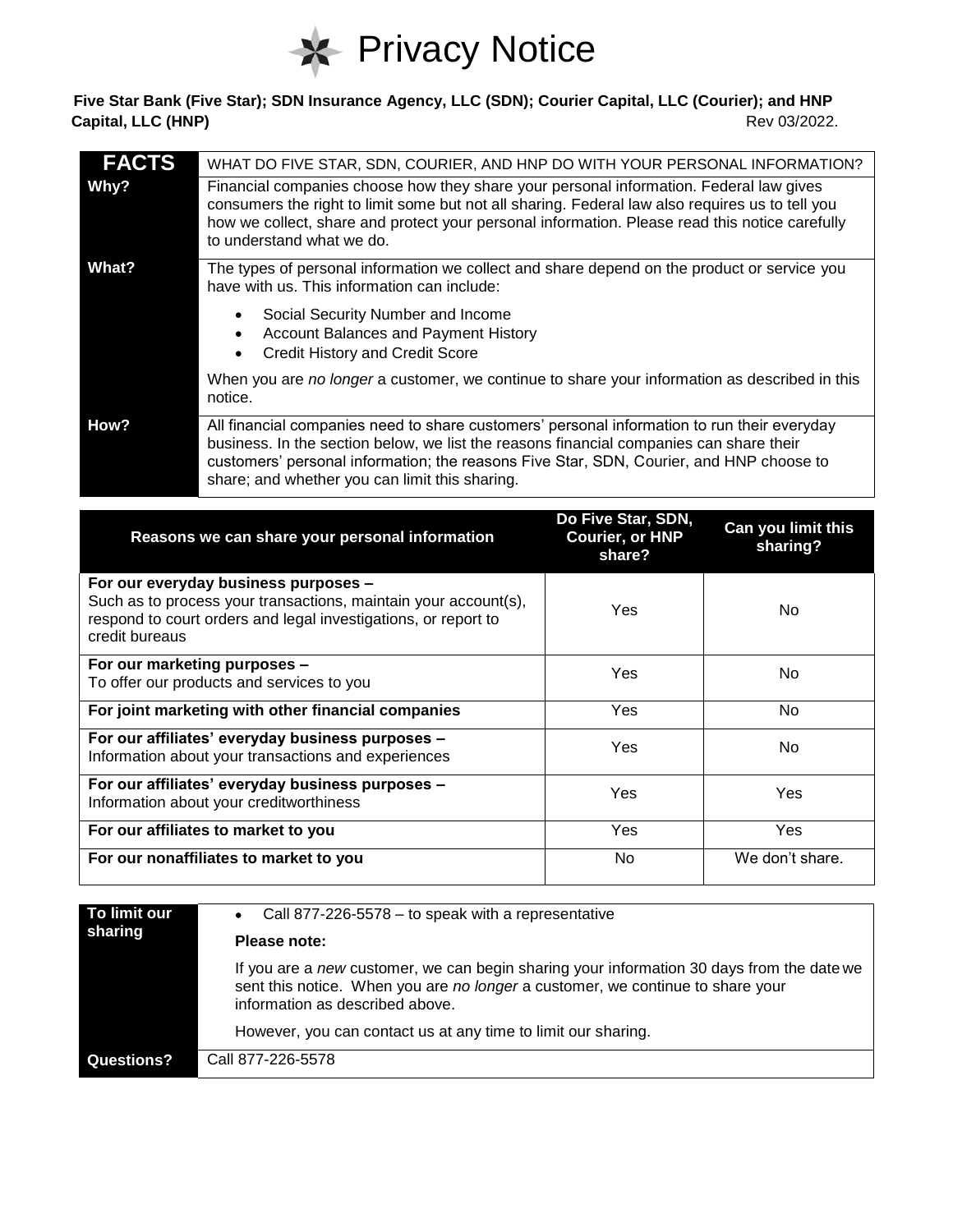# Privacy Notice

**Five Star Bank (Five Star); SDN Insurance Agency, LLC (SDN); Courier Capital, LLC (Courier); and HNP Capital, LLC (HNP)** Rev 03/2022.

| **FACTS** | WHAT DO FIVE STAR, SDN, COURIER, AND HNP DO WITH YOUR PERSONAL INFORMATION? |
|---|---|
| **Why?** | Financial companies choose how they share your personal information. Federal law gives consumers the right to limit some but not all sharing. Federal law also requires us to tell you how we collect, share and protect your personal information. Please read this notice carefully to understand what we do. |
| **What?** | The types of personal information we collect and share depend on the product or service you have with us. This information can include:<br>• Social Security Number and Income<br>• Account Balances and Payment History<br>• Credit History and Credit Score<br>When you are *no longer* a customer, we continue to share your information as described in this notice. |
| **How?** | All financial companies need to share customers' personal information to run their everyday business. In the section below, we list the reasons financial companies can share their customers' personal information; the reasons Five Star, SDN, Courier, and HNP choose to share; and whether you can limit this sharing. |

| Reasons we can share your personal information | Do Five Star, SDN, Courier, or HNP share? | Can you limit this sharing? |
|---|---|---|
| **For our everyday business purposes –** Such as to process your transactions, maintain your account(s), respond to court orders and legal investigations, or report to credit bureaus | Yes | No |
| **For our marketing purposes –** To offer our products and services to you | Yes | No |
| **For joint marketing with other financial companies** | Yes | No |
| **For our affiliates' everyday business purposes –** Information about your transactions and experiences | Yes | No |
| **For our affiliates' everyday business purposes –** Information about your creditworthiness | Yes | Yes |
| **For our affiliates to market to you** | Yes | Yes |
| **For our nonaffiliates to market to you** | No | We don't share. |

| **To limit our sharing** | • Call 877-226-5578 – to speak with a representative<br>**Please note:**<br>If you are a *new* customer, we can begin sharing your information 30 days from the date we sent this notice. When you are *no longer* a customer, we continue to share your information as described above.<br>However, you can contact us at any time to limit our sharing. |
|---|---|
| **Questions?** | Call 877-226-5578 |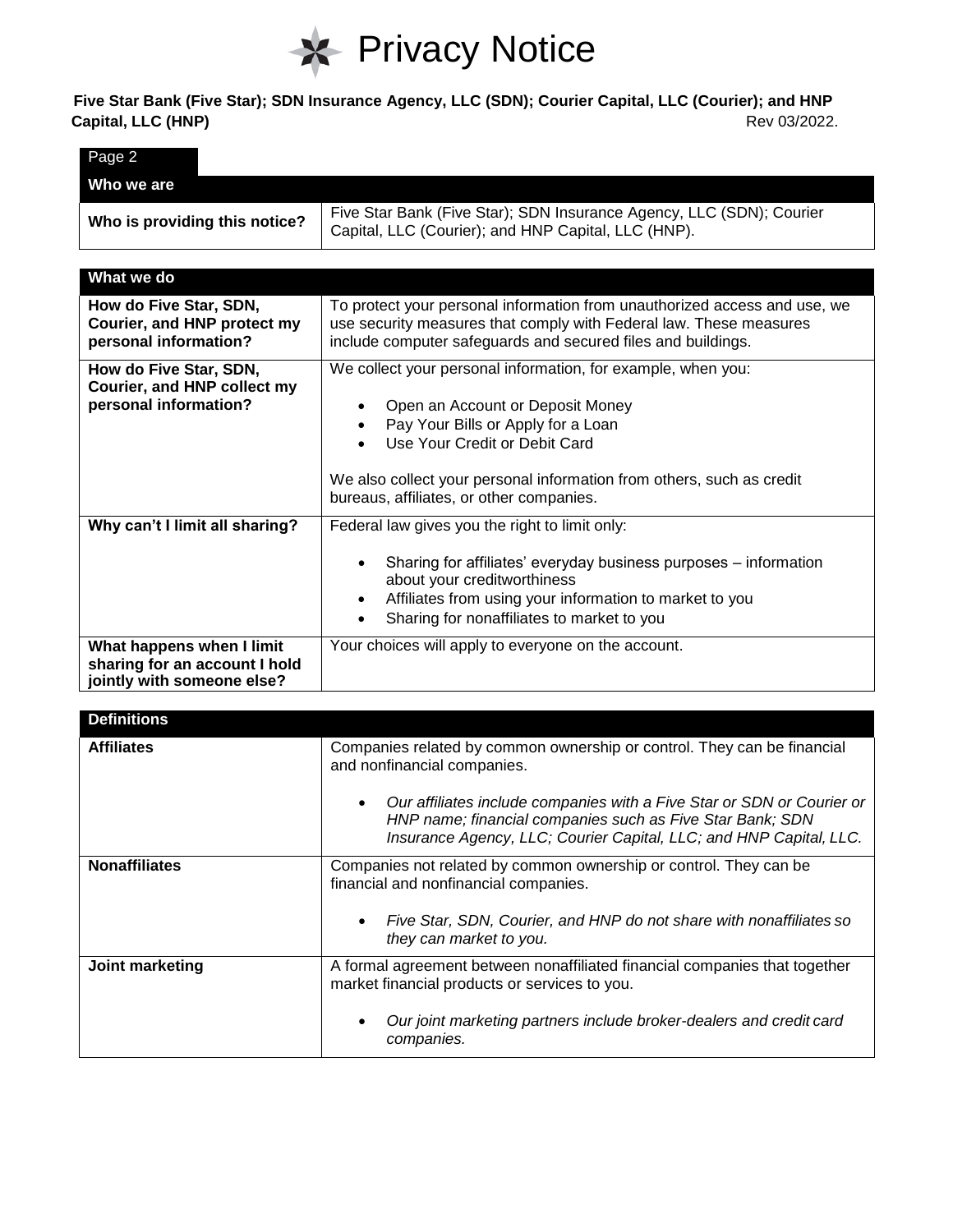# Privacy Notice

**Five Star Bank (Five Star); SDN Insurance Agency, LLC (SDN); Courier Capital, LLC (Courier); and HNP Capital, LLC (HNP)** Rev 03/2022.

Page 2

| **Who we are** | |
|---|---|
| **Who is providing this notice?** | Five Star Bank (Five Star); SDN Insurance Agency, LLC (SDN); Courier Capital, LLC (Courier); and HNP Capital, LLC (HNP). |

| **What we do** | |
|---|---|
| **How do Five Star, SDN, Courier, and HNP protect my personal information?** | To protect your personal information from unauthorized access and use, we use security measures that comply with Federal law. These measures include computer safeguards and secured files and buildings. |
| **How do Five Star, SDN, Courier, and HNP collect my personal information?** | We collect your personal information, for example, when you:<br><br>• Open an Account or Deposit Money<br>• Pay Your Bills or Apply for a Loan<br>• Use Your Credit or Debit Card<br><br>We also collect your personal information from others, such as credit bureaus, affiliates, or other companies. |
| **Why can't I limit all sharing?** | Federal law gives you the right to limit only:<br><br>• Sharing for affiliates' everyday business purposes – information about your creditworthiness<br>• Affiliates from using your information to market to you<br>• Sharing for nonaffiliates to market to you |
| **What happens when I limit sharing for an account I hold jointly with someone else?** | Your choices will apply to everyone on the account. |

| **Definitions** | |
|---|---|
| **Affiliates** | Companies related by common ownership or control. They can be financial and nonfinancial companies.<br><br>• *Our affiliates include companies with a Five Star or SDN or Courier or HNP name; financial companies such as Five Star Bank; SDN Insurance Agency, LLC; Courier Capital, LLC; and HNP Capital, LLC.* |
| **Nonaffiliates** | Companies not related by common ownership or control. They can be financial and nonfinancial companies.<br><br>• *Five Star, SDN, Courier, and HNP do not share with nonaffiliates so they can market to you.* |
| **Joint marketing** | A formal agreement between nonaffiliated financial companies that together market financial products or services to you.<br><br>• *Our joint marketing partners include broker-dealers and credit card companies.* |